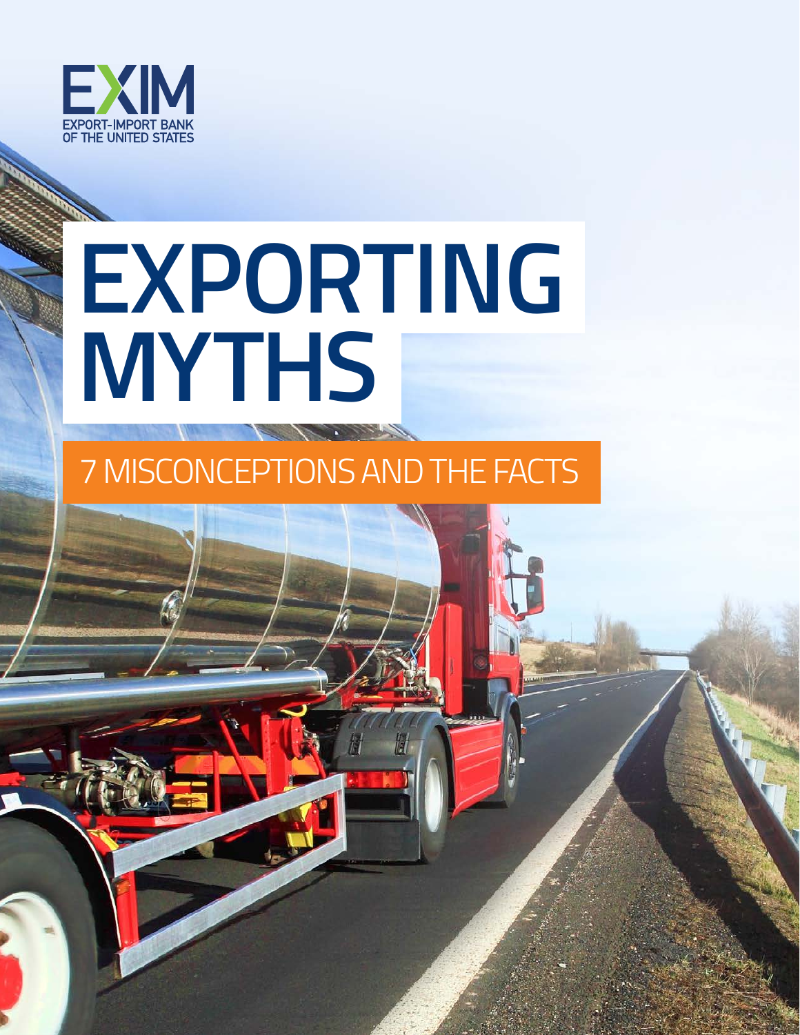EXIM

EXPORT-IMPORT BANK OF THE UNITED STATES

# EXPORTING MYTHS

## 7 MISCONCEPTIONS AND THE FACTS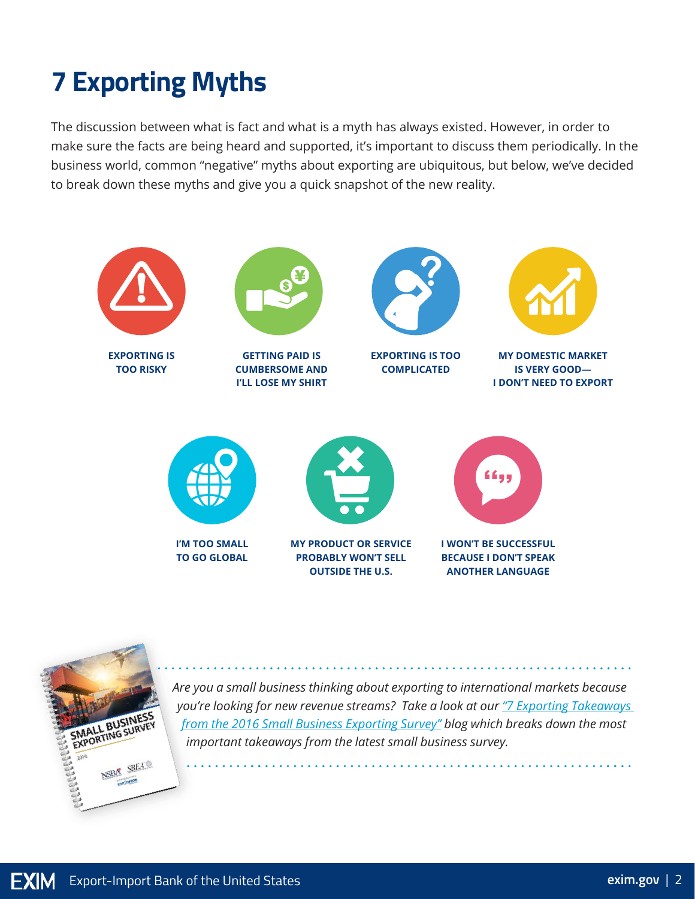# 7 Exporting Myths

The discussion between what is fact and what is a myth has always existed. However, in order to make sure the facts are being heard and supported, it's important to discuss them periodically. In the business world, common "negative" myths about exporting are ubiquitous, but below, we've decided to break down these myths and give you a quick snapshot of the new reality.

**EXPORTING IS TOO RISKY**

**GETTING PAID IS CUMBERSOME AND I'LL LOSE MY SHIRT**

**EXPORTING IS TOO COMPLICATED**

**MY DOMESTIC MARKET IS VERY GOOD— I DON'T NEED TO EXPORT**

**I'M TOO SMALL TO GO GLOBAL**

**MY PRODUCT OR SERVICE PROBABLY WON'T SELL OUTSIDE THE U.S.**

**I WON'T BE SUCCESSFUL BECAUSE I DON'T SPEAK ANOTHER LANGUAGE**

*Are you a small business thinking about exporting to international markets because you're looking for new revenue streams? Take a look at our "7 Exporting Takeaways from the 2016 Small Business Exporting Survey" blog which breaks down the most important takeaways from the latest small business survey.*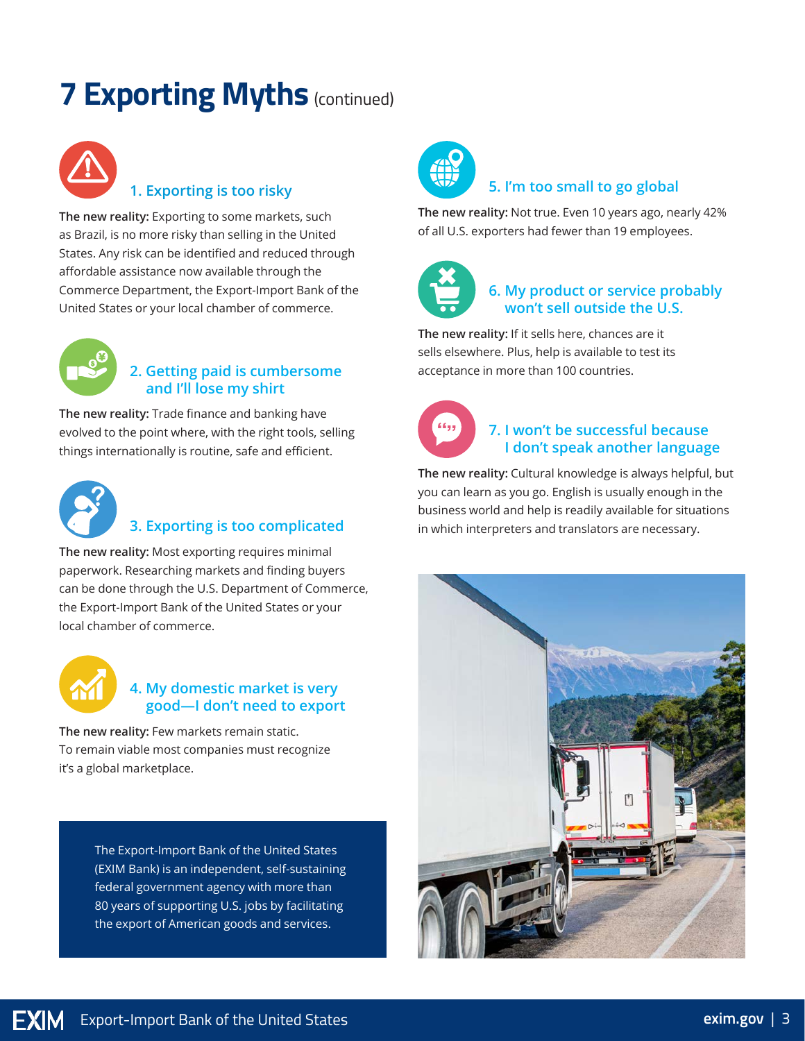# 7 Exporting Myths (continued)

### 1. Exporting is too risky

**The new reality:** Exporting to some markets, such as Brazil, is no more risky than selling in the United States. Any risk can be identified and reduced through affordable assistance now available through the Commerce Department, the Export-Import Bank of the United States or your local chamber of commerce.

### 2. Getting paid is cumbersome and I'll lose my shirt

**The new reality:** Trade finance and banking have evolved to the point where, with the right tools, selling things internationally is routine, safe and efficient.

### 3. Exporting is too complicated

**The new reality:** Most exporting requires minimal paperwork. Researching markets and finding buyers can be done through the U.S. Department of Commerce, the Export-Import Bank of the United States or your local chamber of commerce.

### 4. My domestic market is very good—I don't need to export

**The new reality:** Few markets remain static. To remain viable most companies must recognize it's a global marketplace.

The Export-Import Bank of the United States (EXIM Bank) is an independent, self-sustaining federal government agency with more than 80 years of supporting U.S. jobs by facilitating the export of American goods and services.

### 5. I'm too small to go global

**The new reality:** Not true. Even 10 years ago, nearly 42% of all U.S. exporters had fewer than 19 employees.

### 6. My product or service probably won't sell outside the U.S.

**The new reality:** If it sells here, chances are it sells elsewhere. Plus, help is available to test its acceptance in more than 100 countries.

### 7. I won't be successful because I don't speak another language

**The new reality:** Cultural knowledge is always helpful, but you can learn as you go. English is usually enough in the business world and help is readily available for situations in which interpreters and translators are necessary.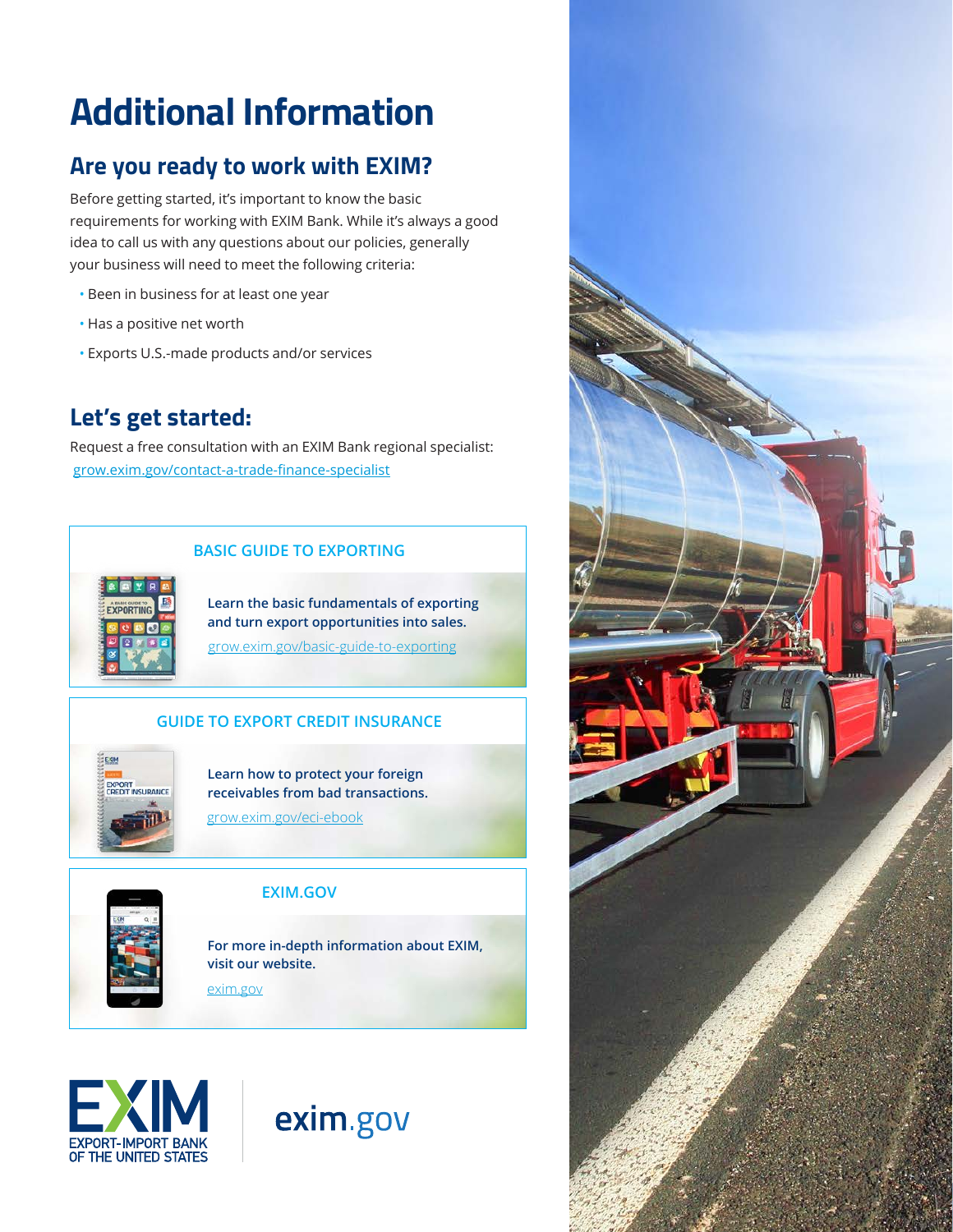# Additional Information

## Are you ready to work with EXIM?

Before getting started, it's important to know the basic requirements for working with EXIM Bank. While it's always a good idea to call us with any questions about our policies, generally your business will need to meet the following criteria:

- Been in business for at least one year
- Has a positive net worth
- Exports U.S.-made products and/or services

## Let's get started:

Request a free consultation with an EXIM Bank regional specialist: grow.exim.gov/contact-a-trade-finance-specialist

### BASIC GUIDE TO EXPORTING

**Learn the basic fundamentals of exporting and turn export opportunities into sales.**

grow.exim.gov/basic-guide-to-exporting

### GUIDE TO EXPORT CREDIT INSURANCE

**Learn how to protect your foreign receivables from bad transactions.**

grow.exim.gov/eci-ebook

### EXIM.GOV

**For more in-depth information about EXIM, visit our website.**

exim.gov

EXIM
EXPORT-IMPORT BANK OF THE UNITED STATES

exim.gov